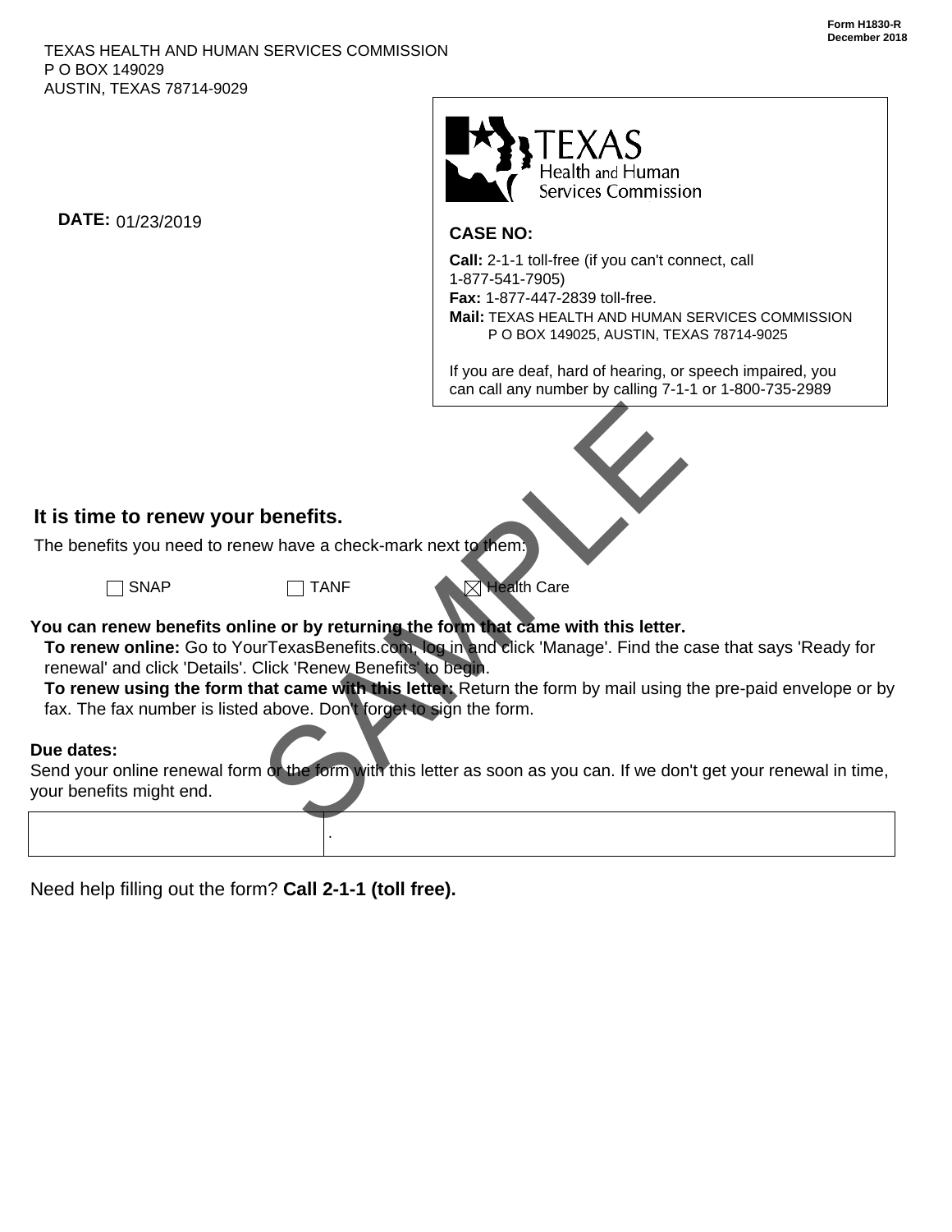Form H1830-R
December 2018

TEXAS HEALTH AND HUMAN SERVICES COMMISSION
P O BOX 149029
AUSTIN, TEXAS 78714-9029

**DATE:** 01/23/2019

TEXAS Health and Human Services Commission

**CASE NO:**

**Call:** 2-1-1 toll-free (if you can't connect, call 1-877-541-7905)
**Fax:** 1-877-447-2839 toll-free.
**Mail:** TEXAS HEALTH AND HUMAN SERVICES COMMISSION
P O BOX 149025, AUSTIN, TEXAS 78714-9025

If you are deaf, hard of hearing, or speech impaired, you can call any number by calling 7-1-1 or 1-800-735-2989

SAMPLE

## It is time to renew your benefits.

The benefits you need to renew have a check-mark next to them:

☐ SNAP ☐ TANF ☒ Health Care

**You can renew benefits online or by returning the form that came with this letter.**

**To renew online:** Go to YourTexasBenefits.com, log in and click 'Manage'. Find the case that says 'Ready for renewal' and click 'Details'. Click 'Renew Benefits' to begin.

**To renew using the form that came with this letter:** Return the form by mail using the pre-paid envelope or by fax. The fax number is listed above. Don't forget to sign the form.

**Due dates:**

Send your online renewal form or the form with this letter as soon as you can. If we don't get your renewal in time, your benefits might end.

| | . |
|---|---|

Need help filling out the form? **Call 2-1-1 (toll free).**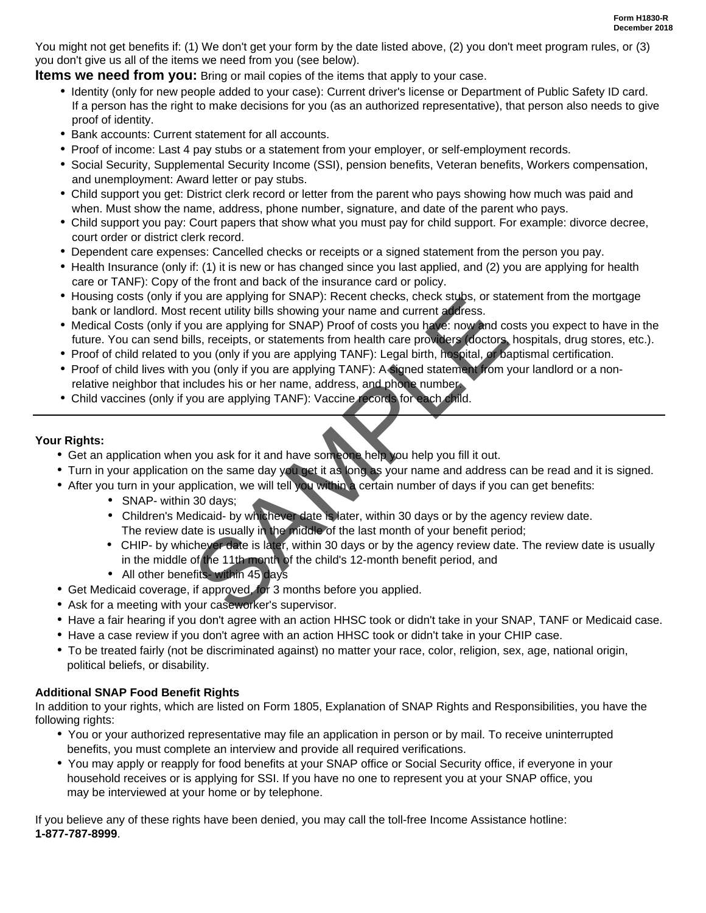You might not get benefits if: (1) We don't get your form by the date listed above, (2) you don't meet program rules, or (3) you don't give us all of the items we need from you (see below).

**Items we need from you:** Bring or mail copies of the items that apply to your case.

- Identity (only for new people added to your case): Current driver's license or Department of Public Safety ID card. If a person has the right to make decisions for you (as an authorized representative), that person also needs to give proof of identity.
- Bank accounts: Current statement for all accounts.
- Proof of income: Last 4 pay stubs or a statement from your employer, or self-employment records.
- Social Security, Supplemental Security Income (SSI), pension benefits, Veteran benefits, Workers compensation, and unemployment: Award letter or pay stubs.
- Child support you get: District clerk record or letter from the parent who pays showing how much was paid and when. Must show the name, address, phone number, signature, and date of the parent who pays.
- Child support you pay: Court papers that show what you must pay for child support. For example: divorce decree, court order or district clerk record.
- Dependent care expenses: Cancelled checks or receipts or a signed statement from the person you pay.
- Health Insurance (only if: (1) it is new or has changed since you last applied, and (2) you are applying for health care or TANF): Copy of the front and back of the insurance card or policy.
- Housing costs (only if you are applying for SNAP): Recent checks, check stubs, or statement from the mortgage bank or landlord. Most recent utility bills showing your name and current address.
- Medical Costs (only if you are applying for SNAP) Proof of costs you have: now and costs you expect to have in the future. You can send bills, receipts, or statements from health care providers (doctors, hospitals, drug stores, etc.).
- Proof of child related to you (only if you are applying TANF): Legal birth, hospital, or baptismal certification.
- Proof of child lives with you (only if you are applying TANF): A signed statement from your landlord or a non-relative neighbor that includes his or her name, address, and phone number.
- Child vaccines (only if you are applying TANF): Vaccine records for each child.

---

**Your Rights:**

- Get an application when you ask for it and have someone help you help you fill it out.
- Turn in your application on the same day you get it as long as your name and address can be read and it is signed.
- After you turn in your application, we will tell you within a certain number of days if you can get benefits:
  - SNAP- within 30 days;
  - Children's Medicaid- by whichever date is later, within 30 days or by the agency review date. The review date is usually in the middle of the last month of your benefit period;
  - CHIP- by whichever date is later, within 30 days or by the agency review date. The review date is usually in the middle of the 11th month of the child's 12-month benefit period, and
  - All other benefits- within 45 days
- Get Medicaid coverage, if approved, for 3 months before you applied.
- Ask for a meeting with your caseworker's supervisor.
- Have a fair hearing if you don't agree with an action HHSC took or didn't take in your SNAP, TANF or Medicaid case.
- Have a case review if you don't agree with an action HHSC took or didn't take in your CHIP case.
- To be treated fairly (not be discriminated against) no matter your race, color, religion, sex, age, national origin, political beliefs, or disability.

**Additional SNAP Food Benefit Rights**

In addition to your rights, which are listed on Form 1805, Explanation of SNAP Rights and Responsibilities, you have the following rights:

- You or your authorized representative may file an application in person or by mail. To receive uninterrupted benefits, you must complete an interview and provide all required verifications.
- You may apply or reapply for food benefits at your SNAP office or Social Security office, if everyone in your household receives or is applying for SSI. If you have no one to represent you at your SNAP office, you may be interviewed at your home or by telephone.

If you believe any of these rights have been denied, you may call the toll-free Income Assistance hotline: **1-877-787-8999**.